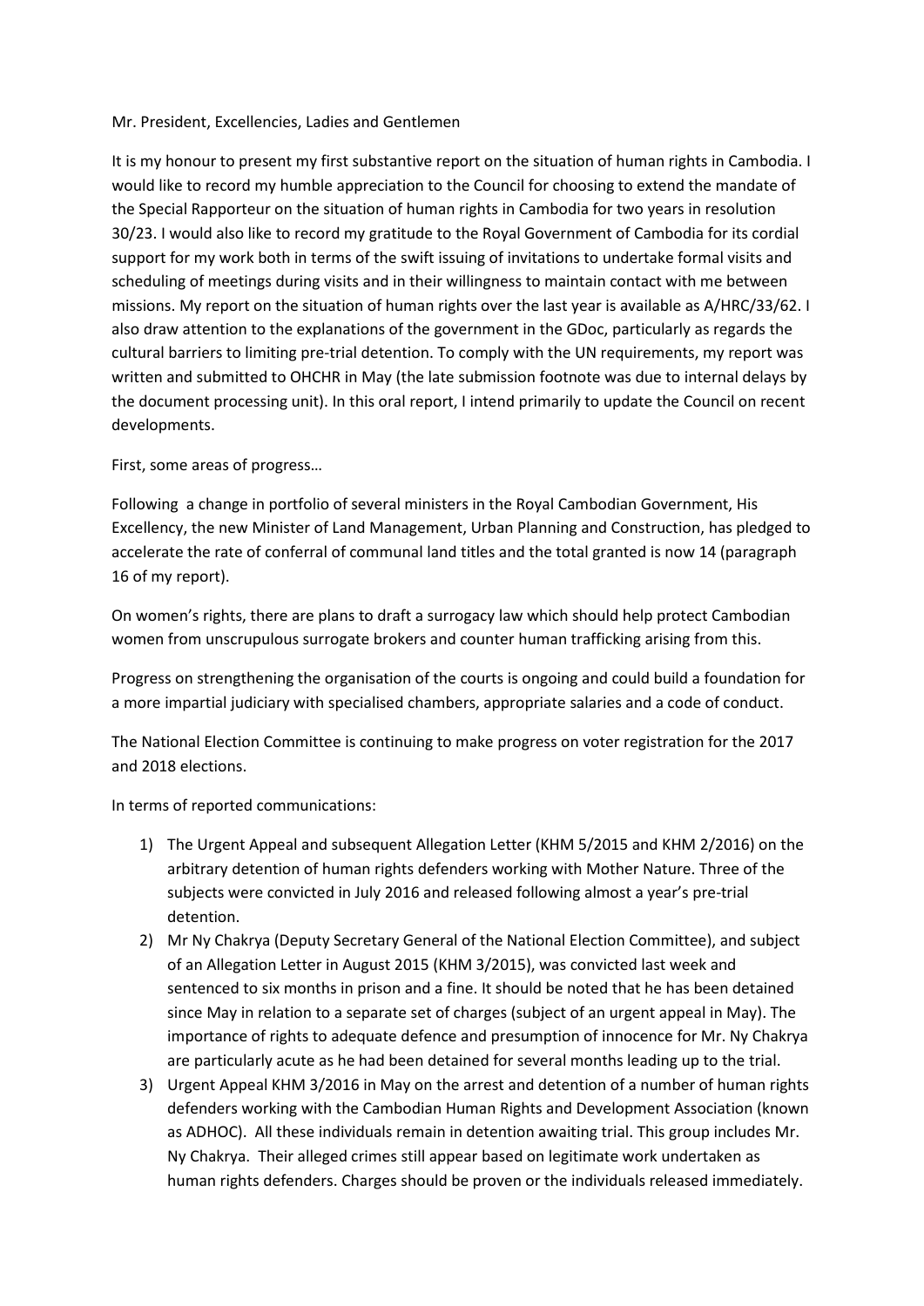Mr. President, Excellencies, Ladies and Gentlemen

It is my honour to present my first substantive report on the situation of human rights in Cambodia. I would like to record my humble appreciation to the Council for choosing to extend the mandate of the Special Rapporteur on the situation of human rights in Cambodia for two years in resolution 30/23. I would also like to record my gratitude to the Royal Government of Cambodia for its cordial support for my work both in terms of the swift issuing of invitations to undertake formal visits and scheduling of meetings during visits and in their willingness to maintain contact with me between missions. My report on the situation of human rights over the last year is available as A/HRC/33/62. I also draw attention to the explanations of the government in the GDoc, particularly as regards the cultural barriers to limiting pre-trial detention. To comply with the UN requirements, my report was written and submitted to OHCHR in May (the late submission footnote was due to internal delays by the document processing unit). In this oral report, I intend primarily to update the Council on recent developments.

First, some areas of progress…

Following a change in portfolio of several ministers in the Royal Cambodian Government, His Excellency, the new Minister of Land Management, Urban Planning and Construction, has pledged to accelerate the rate of conferral of communal land titles and the total granted is now 14 (paragraph 16 of my report).

On women's rights, there are plans to draft a surrogacy law which should help protect Cambodian women from unscrupulous surrogate brokers and counter human trafficking arising from this.

Progress on strengthening the organisation of the courts is ongoing and could build a foundation for a more impartial judiciary with specialised chambers, appropriate salaries and a code of conduct.

The National Election Committee is continuing to make progress on voter registration for the 2017 and 2018 elections.

In terms of reported communications:

1) The Urgent Appeal and subsequent Allegation Letter (KHM 5/2015 and KHM 2/2016) on the arbitrary detention of human rights defenders working with Mother Nature. Three of the subjects were convicted in July 2016 and released following almost a year's pre-trial detention.
2) Mr Ny Chakrya (Deputy Secretary General of the National Election Committee), and subject of an Allegation Letter in August 2015 (KHM 3/2015), was convicted last week and sentenced to six months in prison and a fine. It should be noted that he has been detained since May in relation to a separate set of charges (subject of an urgent appeal in May). The importance of rights to adequate defence and presumption of innocence for Mr. Ny Chakrya are particularly acute as he had been detained for several months leading up to the trial.
3) Urgent Appeal KHM 3/2016 in May on the arrest and detention of a number of human rights defenders working with the Cambodian Human Rights and Development Association (known as ADHOC). All these individuals remain in detention awaiting trial. This group includes Mr. Ny Chakrya. Their alleged crimes still appear based on legitimate work undertaken as human rights defenders. Charges should be proven or the individuals released immediately.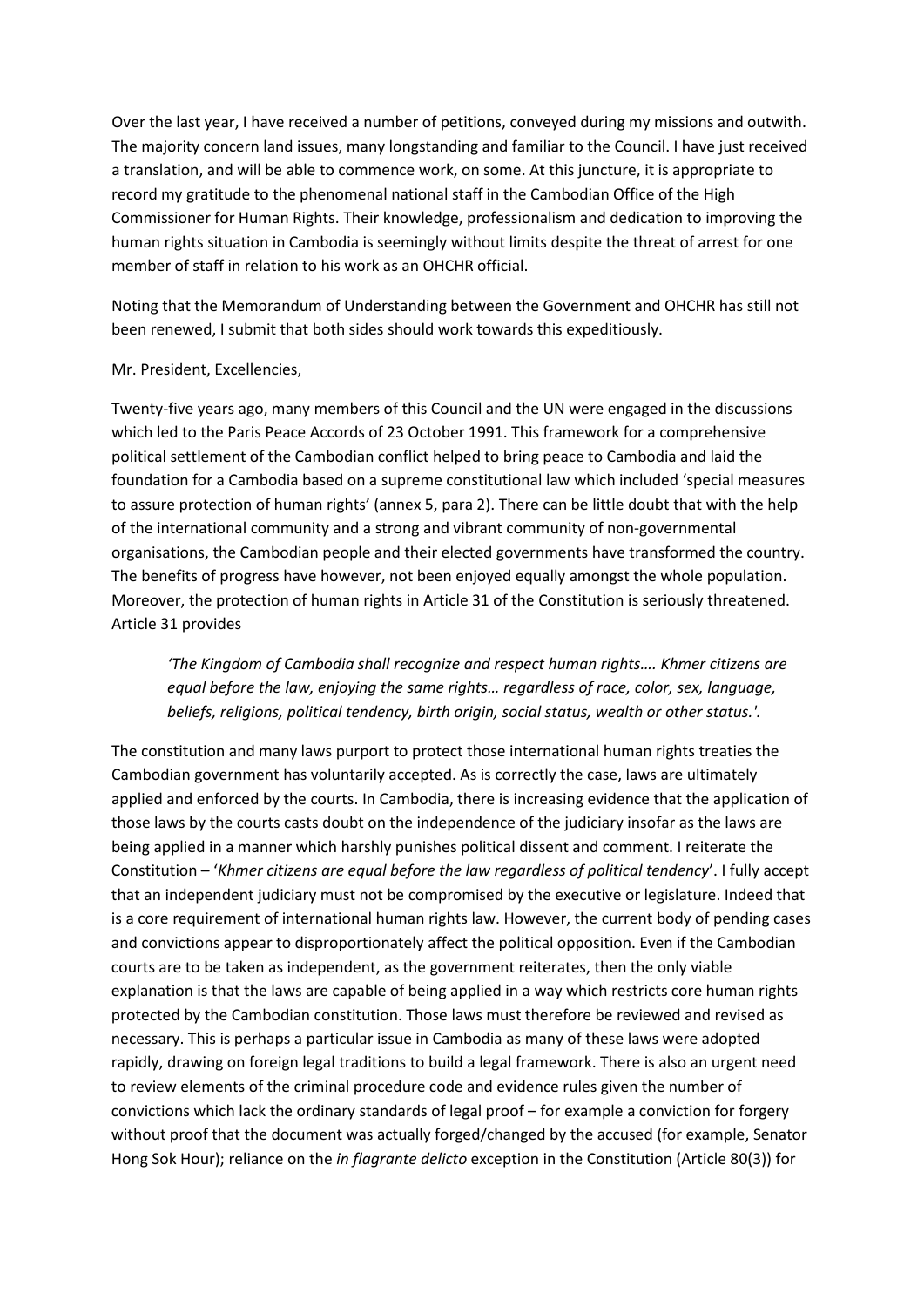Over the last year, I have received a number of petitions, conveyed during my missions and outwith. The majority concern land issues, many longstanding and familiar to the Council. I have just received a translation, and will be able to commence work, on some. At this juncture, it is appropriate to record my gratitude to the phenomenal national staff in the Cambodian Office of the High Commissioner for Human Rights. Their knowledge, professionalism and dedication to improving the human rights situation in Cambodia is seemingly without limits despite the threat of arrest for one member of staff in relation to his work as an OHCHR official.

Noting that the Memorandum of Understanding between the Government and OHCHR has still not been renewed, I submit that both sides should work towards this expeditiously.

Mr. President, Excellencies,

Twenty-five years ago, many members of this Council and the UN were engaged in the discussions which led to the Paris Peace Accords of 23 October 1991. This framework for a comprehensive political settlement of the Cambodian conflict helped to bring peace to Cambodia and laid the foundation for a Cambodia based on a supreme constitutional law which included 'special measures to assure protection of human rights' (annex 5, para 2). There can be little doubt that with the help of the international community and a strong and vibrant community of non-governmental organisations, the Cambodian people and their elected governments have transformed the country. The benefits of progress have however, not been enjoyed equally amongst the whole population. Moreover, the protection of human rights in Article 31 of the Constitution is seriously threatened. Article 31 provides

> *'The Kingdom of Cambodia shall recognize and respect human rights…. Khmer citizens are equal before the law, enjoying the same rights… regardless of race, color, sex, language, beliefs, religions, political tendency, birth origin, social status, wealth or other status.'.*

The constitution and many laws purport to protect those international human rights treaties the Cambodian government has voluntarily accepted. As is correctly the case, laws are ultimately applied and enforced by the courts. In Cambodia, there is increasing evidence that the application of those laws by the courts casts doubt on the independence of the judiciary insofar as the laws are being applied in a manner which harshly punishes political dissent and comment. I reiterate the Constitution – '*Khmer citizens are equal before the law regardless of political tendency*'. I fully accept that an independent judiciary must not be compromised by the executive or legislature. Indeed that is a core requirement of international human rights law. However, the current body of pending cases and convictions appear to disproportionately affect the political opposition. Even if the Cambodian courts are to be taken as independent, as the government reiterates, then the only viable explanation is that the laws are capable of being applied in a way which restricts core human rights protected by the Cambodian constitution. Those laws must therefore be reviewed and revised as necessary. This is perhaps a particular issue in Cambodia as many of these laws were adopted rapidly, drawing on foreign legal traditions to build a legal framework. There is also an urgent need to review elements of the criminal procedure code and evidence rules given the number of convictions which lack the ordinary standards of legal proof – for example a conviction for forgery without proof that the document was actually forged/changed by the accused (for example, Senator Hong Sok Hour); reliance on the *in flagrante delicto* exception in the Constitution (Article 80(3)) for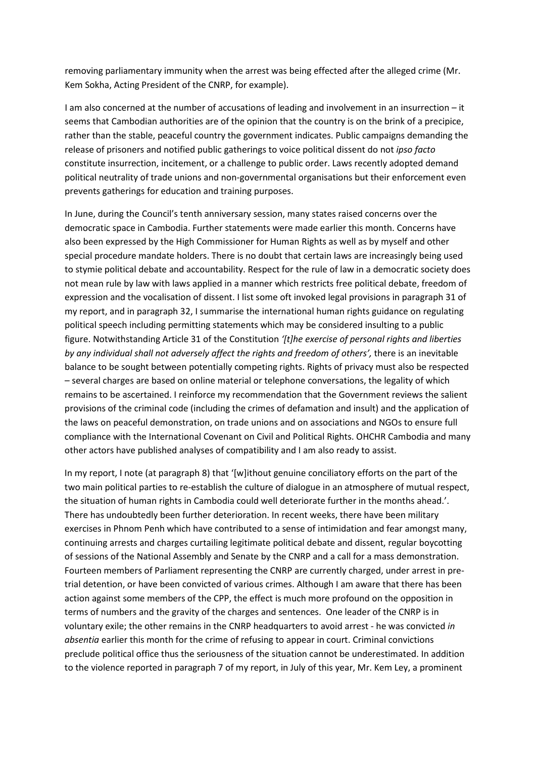removing parliamentary immunity when the arrest was being effected after the alleged crime (Mr. Kem Sokha, Acting President of the CNRP, for example).

I am also concerned at the number of accusations of leading and involvement in an insurrection – it seems that Cambodian authorities are of the opinion that the country is on the brink of a precipice, rather than the stable, peaceful country the government indicates. Public campaigns demanding the release of prisoners and notified public gatherings to voice political dissent do not *ipso facto* constitute insurrection, incitement, or a challenge to public order. Laws recently adopted demand political neutrality of trade unions and non-governmental organisations but their enforcement even prevents gatherings for education and training purposes.

In June, during the Council's tenth anniversary session, many states raised concerns over the democratic space in Cambodia. Further statements were made earlier this month. Concerns have also been expressed by the High Commissioner for Human Rights as well as by myself and other special procedure mandate holders. There is no doubt that certain laws are increasingly being used to stymie political debate and accountability. Respect for the rule of law in a democratic society does not mean rule by law with laws applied in a manner which restricts free political debate, freedom of expression and the vocalisation of dissent. I list some oft invoked legal provisions in paragraph 31 of my report, and in paragraph 32, I summarise the international human rights guidance on regulating political speech including permitting statements which may be considered insulting to a public figure. Notwithstanding Article 31 of the Constitution *'[t]he exercise of personal rights and liberties by any individual shall not adversely affect the rights and freedom of others',* there is an inevitable balance to be sought between potentially competing rights. Rights of privacy must also be respected – several charges are based on online material or telephone conversations, the legality of which remains to be ascertained. I reinforce my recommendation that the Government reviews the salient provisions of the criminal code (including the crimes of defamation and insult) and the application of the laws on peaceful demonstration, on trade unions and on associations and NGOs to ensure full compliance with the International Covenant on Civil and Political Rights. OHCHR Cambodia and many other actors have published analyses of compatibility and I am also ready to assist.

In my report, I note (at paragraph 8) that '[w]ithout genuine conciliatory efforts on the part of the two main political parties to re-establish the culture of dialogue in an atmosphere of mutual respect, the situation of human rights in Cambodia could well deteriorate further in the months ahead.'. There has undoubtedly been further deterioration. In recent weeks, there have been military exercises in Phnom Penh which have contributed to a sense of intimidation and fear amongst many, continuing arrests and charges curtailing legitimate political debate and dissent, regular boycotting of sessions of the National Assembly and Senate by the CNRP and a call for a mass demonstration. Fourteen members of Parliament representing the CNRP are currently charged, under arrest in pre-trial detention, or have been convicted of various crimes. Although I am aware that there has been action against some members of the CPP, the effect is much more profound on the opposition in terms of numbers and the gravity of the charges and sentences. One leader of the CNRP is in voluntary exile; the other remains in the CNRP headquarters to avoid arrest - he was convicted *in absentia* earlier this month for the crime of refusing to appear in court. Criminal convictions preclude political office thus the seriousness of the situation cannot be underestimated. In addition to the violence reported in paragraph 7 of my report, in July of this year, Mr. Kem Ley, a prominent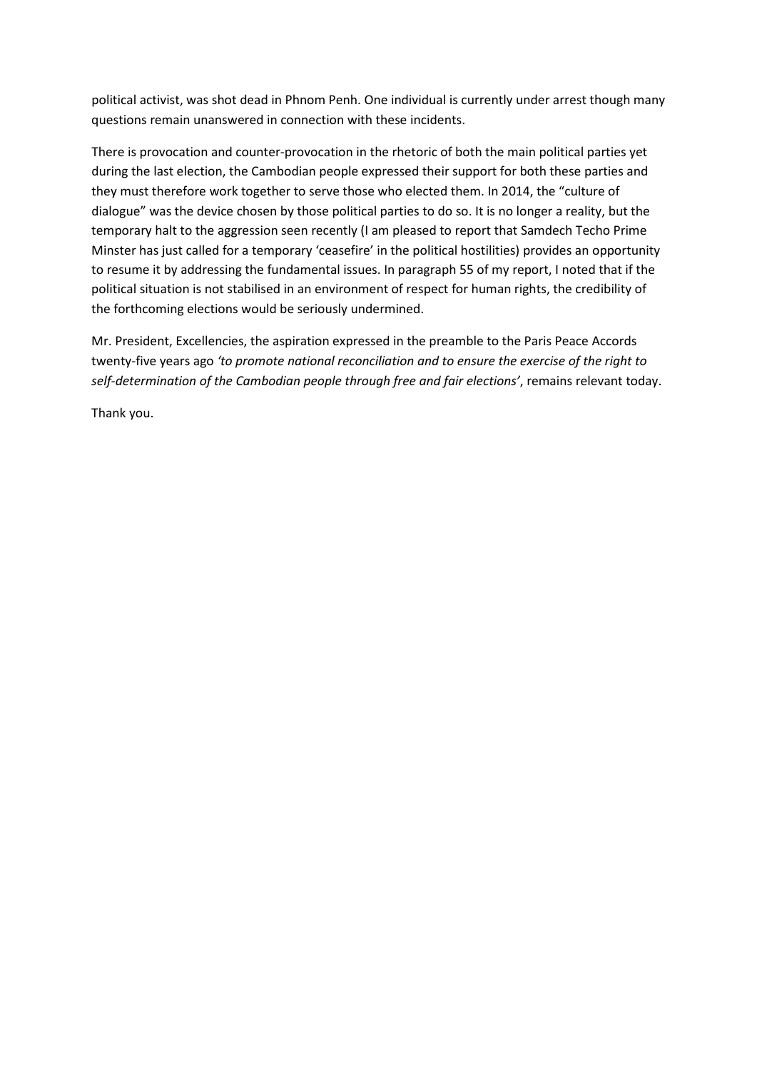political activist, was shot dead in Phnom Penh. One individual is currently under arrest though many questions remain unanswered in connection with these incidents.

There is provocation and counter-provocation in the rhetoric of both the main political parties yet during the last election, the Cambodian people expressed their support for both these parties and they must therefore work together to serve those who elected them. In 2014, the "culture of dialogue" was the device chosen by those political parties to do so. It is no longer a reality, but the temporary halt to the aggression seen recently (I am pleased to report that Samdech Techo Prime Minster has just called for a temporary 'ceasefire' in the political hostilities) provides an opportunity to resume it by addressing the fundamental issues. In paragraph 55 of my report, I noted that if the political situation is not stabilised in an environment of respect for human rights, the credibility of the forthcoming elections would be seriously undermined.

Mr. President, Excellencies, the aspiration expressed in the preamble to the Paris Peace Accords twenty-five years ago *'to promote national reconciliation and to ensure the exercise of the right to self-determination of the Cambodian people through free and fair elections'*, remains relevant today.

Thank you.